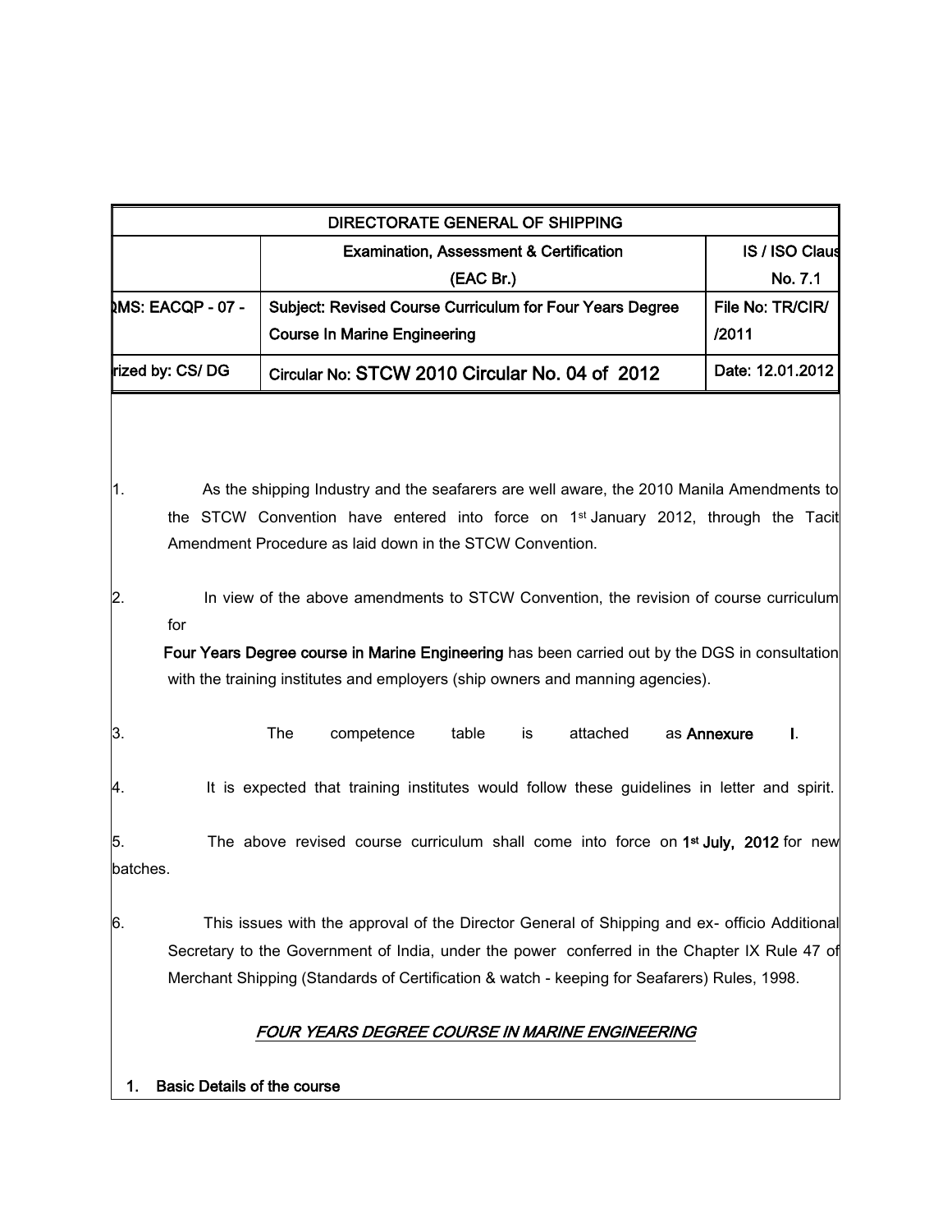| DIRECTORATE GENERAL OF SHIPPING | | |
|---|---|---|
| | Examination, Assessment & Certification (EAC Br.) | IS / ISO Claus No. 7.1 |
| QMS: EACQP - 07 - | Subject: Revised Course Curriculum for Four Years Degree Course In Marine Engineering | File No: TR/CIR/ /2011 |
| rized by: CS/ DG | Circular No: STCW 2010 Circular No. 04 of 2012 | Date: 12.01.2012 |

1. As the shipping Industry and the seafarers are well aware, the 2010 Manila Amendments to the STCW Convention have entered into force on 1st January 2012, through the Tacit Amendment Procedure as laid down in the STCW Convention.

2. In view of the above amendments to STCW Convention, the revision of course curriculum for **Four Years Degree course in Marine Engineering** has been carried out by the DGS in consultation with the training institutes and employers (ship owners and manning agencies).

3. The competence table is attached as **Annexure I**.

4. It is expected that training institutes would follow these guidelines in letter and spirit.

5. The above revised course curriculum shall come into force on **1st July, 2012** for new batches.

6. This issues with the approval of the Director General of Shipping and ex- officio Additional Secretary to the Government of India, under the power conferred in the Chapter IX Rule 47 of Merchant Shipping (Standards of Certification & watch - keeping for Seafarers) Rules, 1998.

***FOUR YEARS DEGREE COURSE IN MARINE ENGINEERING***

1. **Basic Details of the course**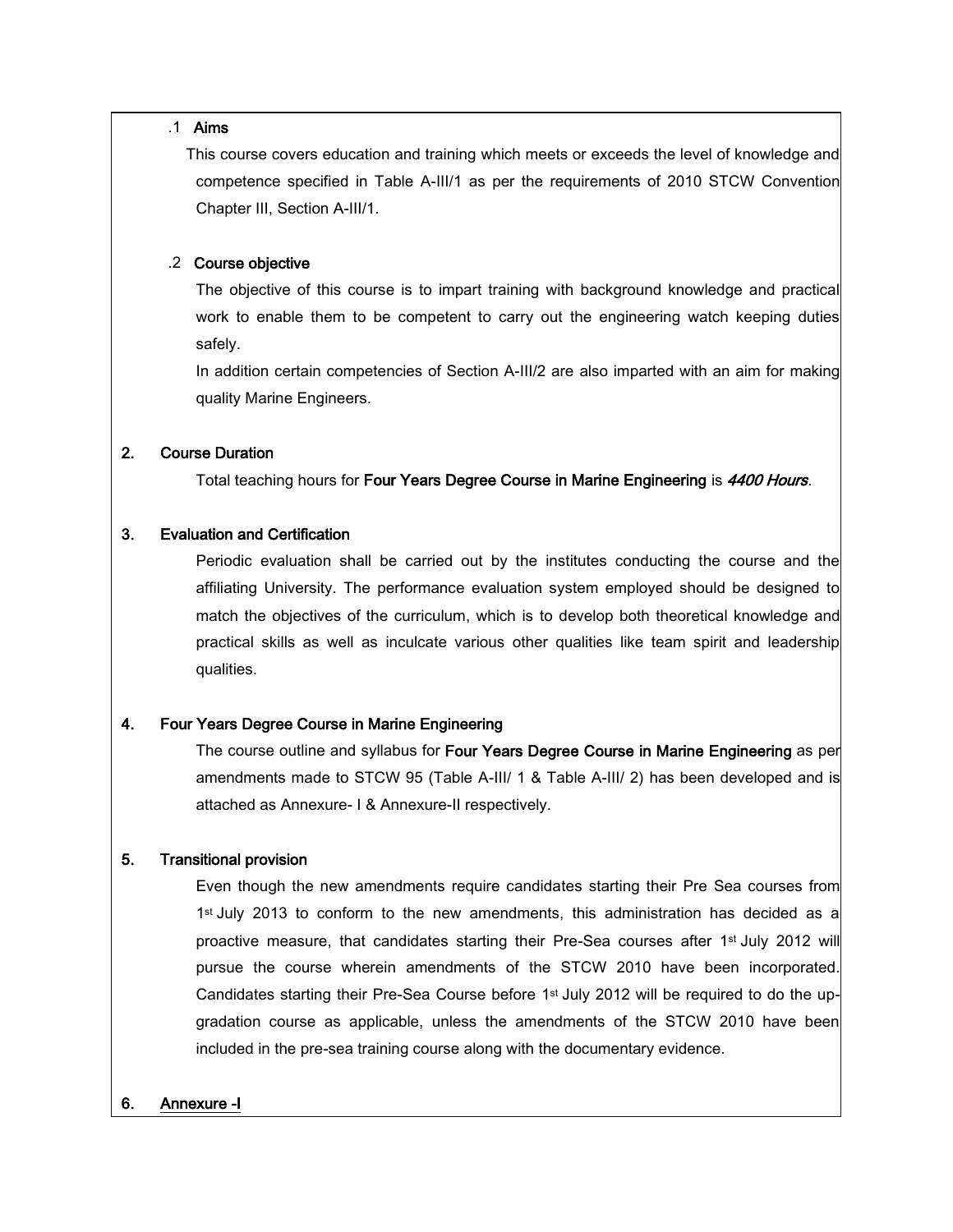### .1 **Aims**

This course covers education and training which meets or exceeds the level of knowledge and competence specified in Table A-III/1 as per the requirements of 2010 STCW Convention Chapter III, Section A-III/1.

### .2 **Course objective**

The objective of this course is to impart training with background knowledge and practical work to enable them to be competent to carry out the engineering watch keeping duties safely.

In addition certain competencies of Section A-III/2 are also imparted with an aim for making quality Marine Engineers.

## 2. Course Duration

Total teaching hours for **Four Years Degree Course in Marine Engineering** is ***4400 Hours***.

## 3. Evaluation and Certification

Periodic evaluation shall be carried out by the institutes conducting the course and the affiliating University. The performance evaluation system employed should be designed to match the objectives of the curriculum, which is to develop both theoretical knowledge and practical skills as well as inculcate various other qualities like team spirit and leadership qualities.

## 4. Four Years Degree Course in Marine Engineering

The course outline and syllabus for **Four Years Degree Course in Marine Engineering** as per amendments made to STCW 95 (Table A-III/ 1 & Table A-III/ 2) has been developed and is attached as Annexure- I & Annexure-II respectively.

## 5. Transitional provision

Even though the new amendments require candidates starting their Pre Sea courses from 1st July 2013 to conform to the new amendments, this administration has decided as a proactive measure, that candidates starting their Pre-Sea courses after 1st July 2012 will pursue the course wherein amendments of the STCW 2010 have been incorporated. Candidates starting their Pre-Sea Course before 1st July 2012 will be required to do the up-gradation course as applicable, unless the amendments of the STCW 2010 have been included in the pre-sea training course along with the documentary evidence.

## 6. Annexure -I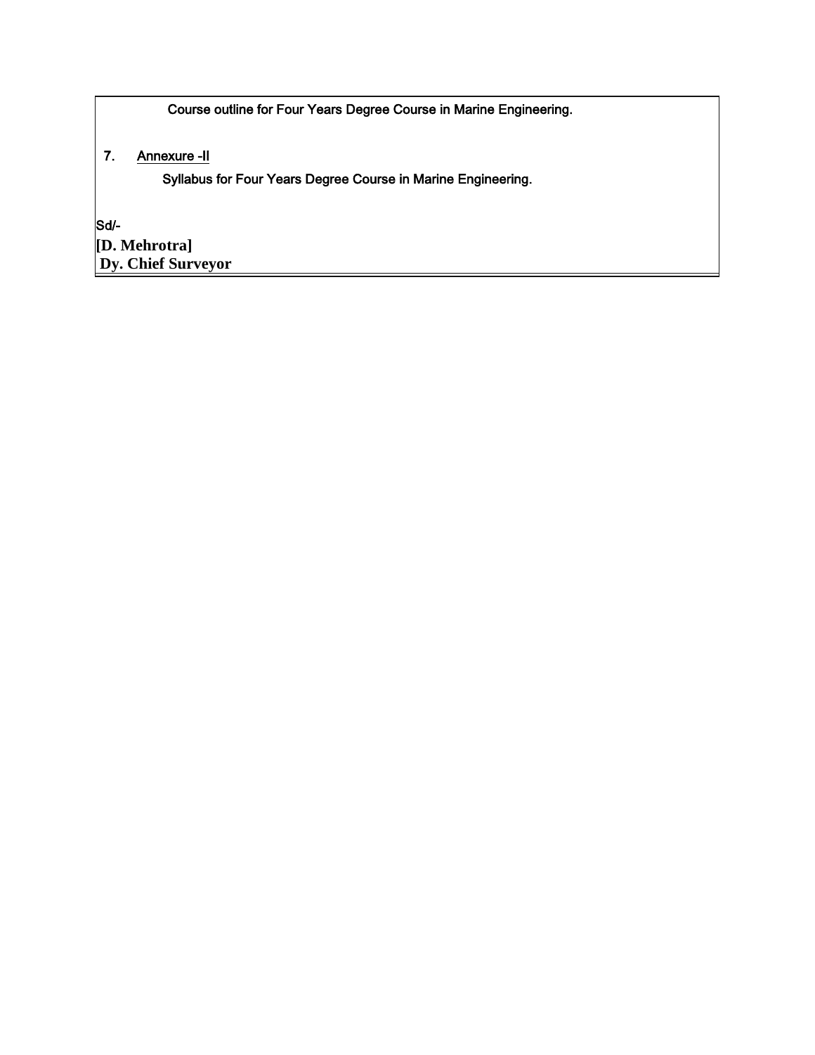Course outline for Four Years Degree Course in Marine Engineering.

7. <u>Annexure -II</u>

Syllabus for Four Years Degree Course in Marine Engineering.

Sd/-

**[D. Mehrotra]**

**Dy. Chief Surveyor**